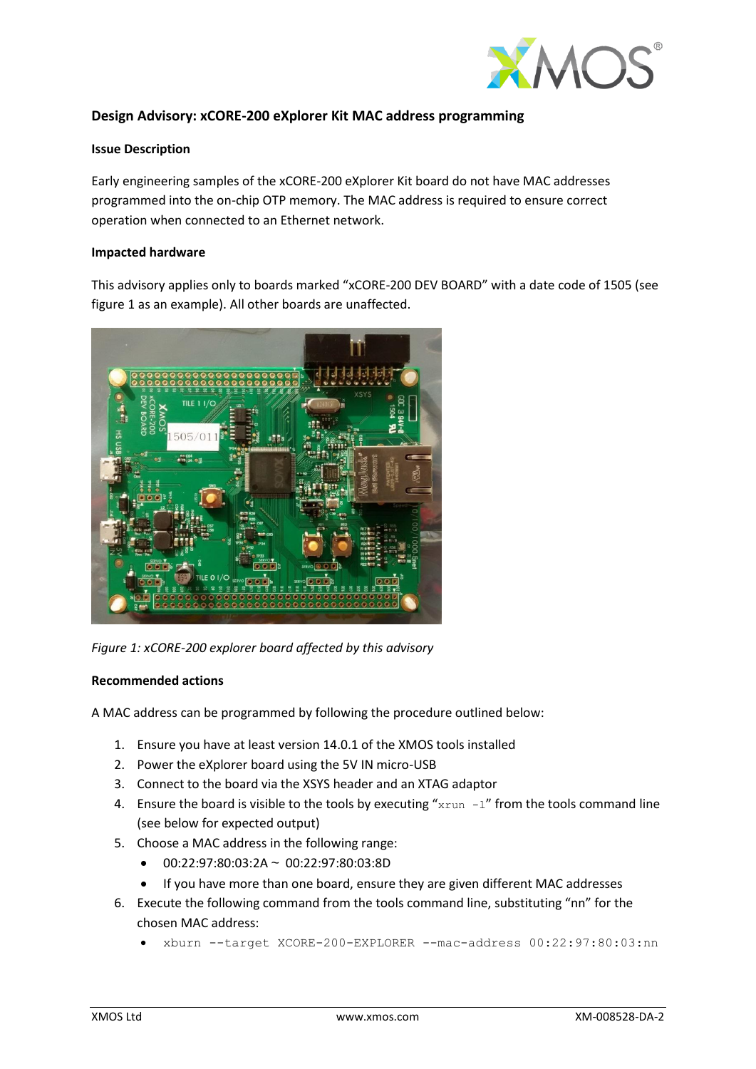## Design Advisory: xCORE-200 eXplorer Kit MAC address programming

### Issue Description

Early engineering samples of the xCORE-200 eXplorer Kit board do not have MAC addresses programmed into the on-chip OTP memory. The MAC address is required to ensure correct operation when connected to an Ethernet network.

### Impacted hardware

This advisory applies only to boards marked "xCORE-200 DEV BOARD" with a date code of 1505 (see figure 1 as an example). All other boards are unaffected.

*Figure 1: xCORE-200 explorer board affected by this advisory*

### Recommended actions

A MAC address can be programmed by following the procedure outlined below:

1. Ensure you have at least version 14.0.1 of the XMOS tools installed
2. Power the eXplorer board using the 5V IN micro-USB
3. Connect to the board via the XSYS header and an XTAG adaptor
4. Ensure the board is visible to the tools by executing "`xrun -l`" from the tools command line (see below for expected output)
5. Choose a MAC address in the following range:
   - 00:22:97:80:03:2A ~ 00:22:97:80:03:8D
   - If you have more than one board, ensure they are given different MAC addresses
6. Execute the following command from the tools command line, substituting "nn" for the chosen MAC address:
   - `xburn --target XCORE-200-EXPLORER --mac-address 00:22:97:80:03:nn`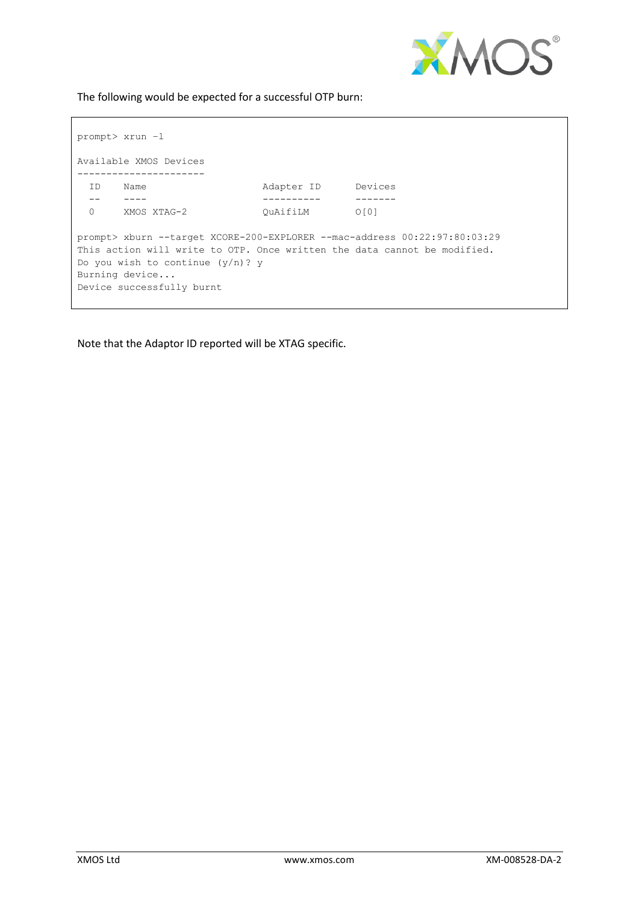The following would be expected for a successful OTP burn:

```
prompt> xrun -l

Available XMOS Devices
----------------------
  ID    Name                    Adapter ID      Devices
  --    ----                    ----------      -------
  0     XMOS XTAG-2             QuAifiLM        O[0]

prompt> xburn --target XCORE-200-EXPLORER --mac-address 00:22:97:80:03:29
This action will write to OTP. Once written the data cannot be modified.
Do you wish to continue (y/n)? y
Burning device...
Device successfully burnt
```

Note that the Adaptor ID reported will be XTAG specific.